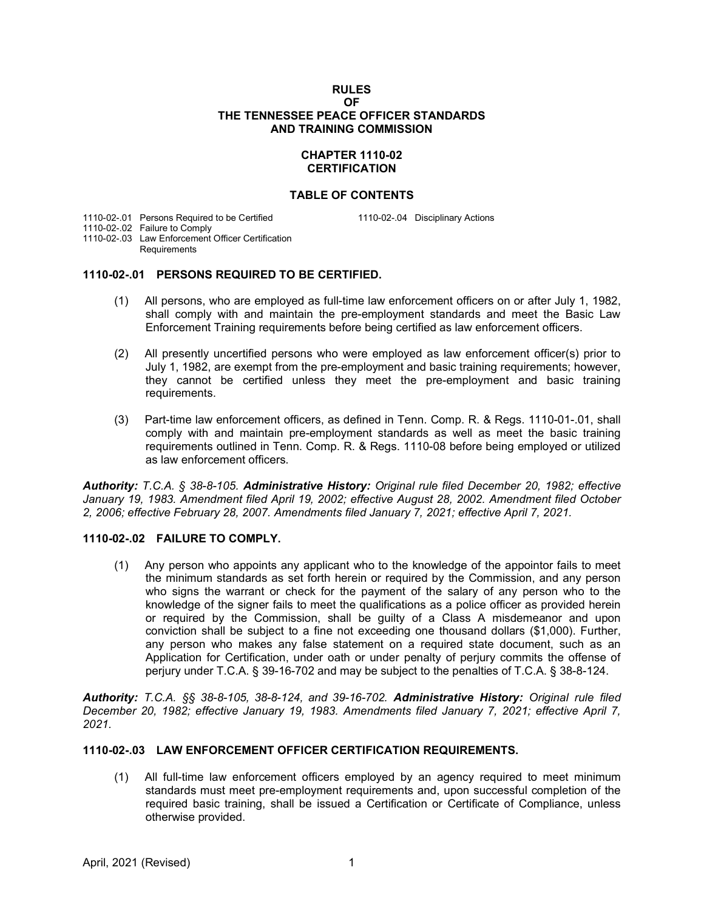# RULES OF THE TENNESSEE PEACE OFFICER STANDARDS AND TRAINING COMMISSION

## CHAPTER 1110-02 CERTIFICATION

### TABLE OF CONTENTS

1110-02-.01 Persons Required to be Certified
1110-02-.02 Failure to Comply
1110-02-.03 Law Enforcement Officer Certification Requirements
1110-02-.04 Disciplinary Actions

### 1110-02-.01 PERSONS REQUIRED TO BE CERTIFIED.

(1) All persons, who are employed as full-time law enforcement officers on or after July 1, 1982, shall comply with and maintain the pre-employment standards and meet the Basic Law Enforcement Training requirements before being certified as law enforcement officers.

(2) All presently uncertified persons who were employed as law enforcement officer(s) prior to July 1, 1982, are exempt from the pre-employment and basic training requirements; however, they cannot be certified unless they meet the pre-employment and basic training requirements.

(3) Part-time law enforcement officers, as defined in Tenn. Comp. R. & Regs. 1110-01-.01, shall comply with and maintain pre-employment standards as well as meet the basic training requirements outlined in Tenn. Comp. R. & Regs. 1110-08 before being employed or utilized as law enforcement officers.

***Authority:** T.C.A. § 38-8-105. **Administrative History:** Original rule filed December 20, 1982; effective January 19, 1983. Amendment filed April 19, 2002; effective August 28, 2002. Amendment filed October 2, 2006; effective February 28, 2007. Amendments filed January 7, 2021; effective April 7, 2021.*

### 1110-02-.02 FAILURE TO COMPLY.

(1) Any person who appoints any applicant who to the knowledge of the appointor fails to meet the minimum standards as set forth herein or required by the Commission, and any person who signs the warrant or check for the payment of the salary of any person who to the knowledge of the signer fails to meet the qualifications as a police officer as provided herein or required by the Commission, shall be guilty of a Class A misdemeanor and upon conviction shall be subject to a fine not exceeding one thousand dollars ($1,000). Further, any person who makes any false statement on a required state document, such as an Application for Certification, under oath or under penalty of perjury commits the offense of perjury under T.C.A. § 39-16-702 and may be subject to the penalties of T.C.A. § 38-8-124.

***Authority:** T.C.A. §§ 38-8-105, 38-8-124, and 39-16-702. **Administrative History:** Original rule filed December 20, 1982; effective January 19, 1983. Amendments filed January 7, 2021; effective April 7, 2021.*

### 1110-02-.03 LAW ENFORCEMENT OFFICER CERTIFICATION REQUIREMENTS.

(1) All full-time law enforcement officers employed by an agency required to meet minimum standards must meet pre-employment requirements and, upon successful completion of the required basic training, shall be issued a Certification or Certificate of Compliance, unless otherwise provided.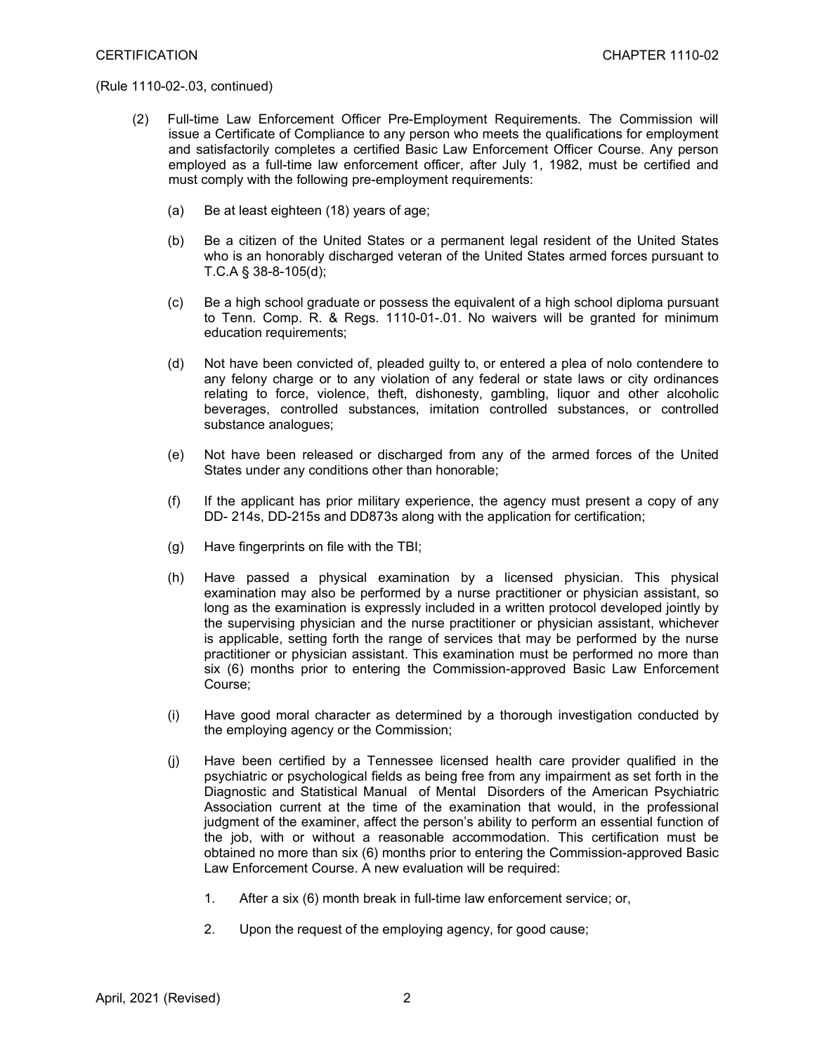(Rule 1110-02-.03, continued)

(2) Full-time Law Enforcement Officer Pre-Employment Requirements. The Commission will issue a Certificate of Compliance to any person who meets the qualifications for employment and satisfactorily completes a certified Basic Law Enforcement Officer Course. Any person employed as a full-time law enforcement officer, after July 1, 1982, must be certified and must comply with the following pre-employment requirements:

   (a) Be at least eighteen (18) years of age;

   (b) Be a citizen of the United States or a permanent legal resident of the United States who is an honorably discharged veteran of the United States armed forces pursuant to T.C.A § 38-8-105(d);

   (c) Be a high school graduate or possess the equivalent of a high school diploma pursuant to Tenn. Comp. R. & Regs. 1110-01-.01. No waivers will be granted for minimum education requirements;

   (d) Not have been convicted of, pleaded guilty to, or entered a plea of nolo contendere to any felony charge or to any violation of any federal or state laws or city ordinances relating to force, violence, theft, dishonesty, gambling, liquor and other alcoholic beverages, controlled substances, imitation controlled substances, or controlled substance analogues;

   (e) Not have been released or discharged from any of the armed forces of the United States under any conditions other than honorable;

   (f) If the applicant has prior military experience, the agency must present a copy of any DD- 214s, DD-215s and DD873s along with the application for certification;

   (g) Have fingerprints on file with the TBI;

   (h) Have passed a physical examination by a licensed physician. This physical examination may also be performed by a nurse practitioner or physician assistant, so long as the examination is expressly included in a written protocol developed jointly by the supervising physician and the nurse practitioner or physician assistant, whichever is applicable, setting forth the range of services that may be performed by the nurse practitioner or physician assistant. This examination must be performed no more than six (6) months prior to entering the Commission-approved Basic Law Enforcement Course;

   (i) Have good moral character as determined by a thorough investigation conducted by the employing agency or the Commission;

   (j) Have been certified by a Tennessee licensed health care provider qualified in the psychiatric or psychological fields as being free from any impairment as set forth in the Diagnostic and Statistical Manual of Mental Disorders of the American Psychiatric Association current at the time of the examination that would, in the professional judgment of the examiner, affect the person's ability to perform an essential function of the job, with or without a reasonable accommodation. This certification must be obtained no more than six (6) months prior to entering the Commission-approved Basic Law Enforcement Course. A new evaluation will be required:

      1. After a six (6) month break in full-time law enforcement service; or,

      2. Upon the request of the employing agency, for good cause;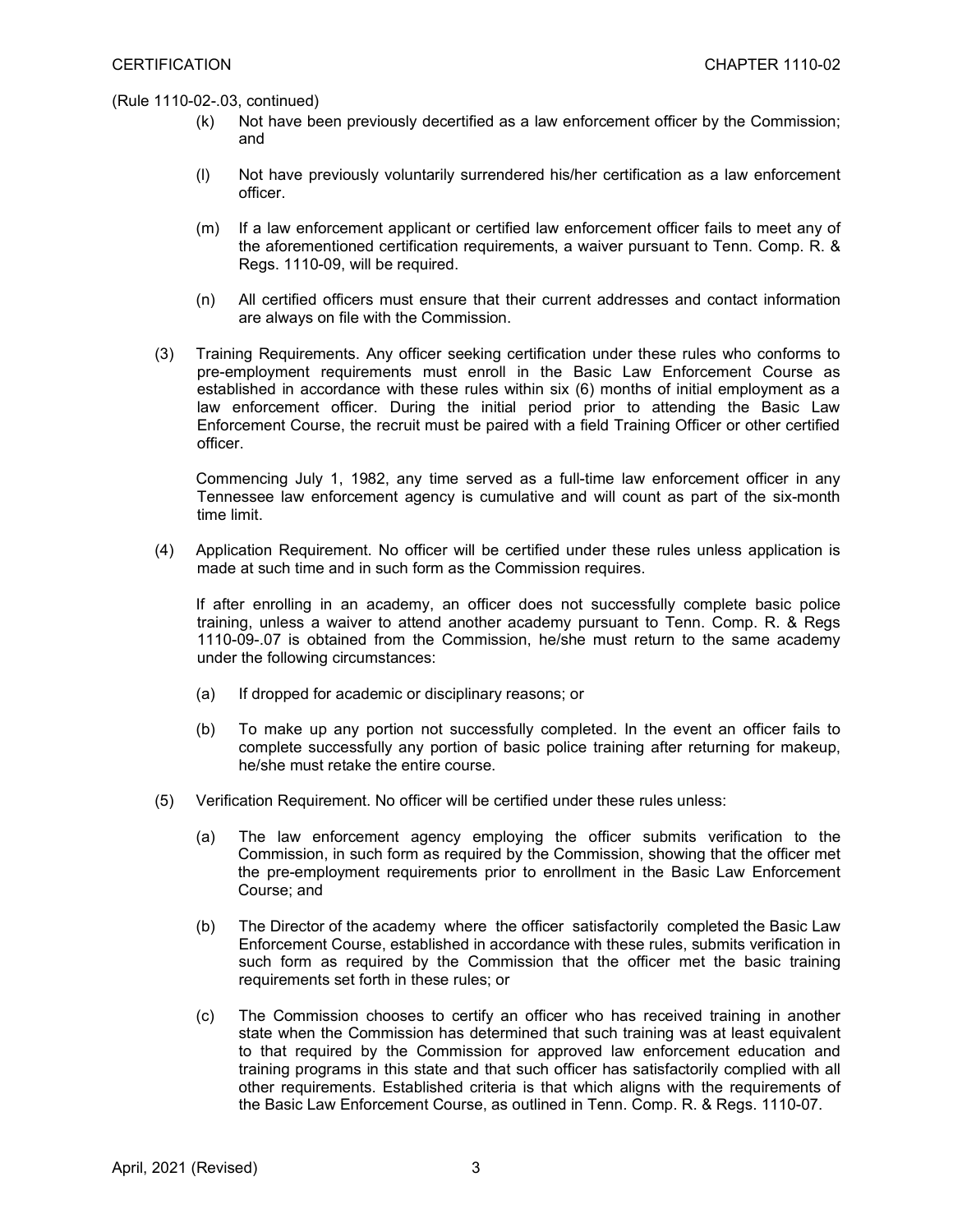(Rule 1110-02-.03, continued)

(k) Not have been previously decertified as a law enforcement officer by the Commission; and

(l) Not have previously voluntarily surrendered his/her certification as a law enforcement officer.

(m) If a law enforcement applicant or certified law enforcement officer fails to meet any of the aforementioned certification requirements, a waiver pursuant to Tenn. Comp. R. & Regs. 1110-09, will be required.

(n) All certified officers must ensure that their current addresses and contact information are always on file with the Commission.

(3) Training Requirements. Any officer seeking certification under these rules who conforms to pre-employment requirements must enroll in the Basic Law Enforcement Course as established in accordance with these rules within six (6) months of initial employment as a law enforcement officer. During the initial period prior to attending the Basic Law Enforcement Course, the recruit must be paired with a field Training Officer or other certified officer.

Commencing July 1, 1982, any time served as a full-time law enforcement officer in any Tennessee law enforcement agency is cumulative and will count as part of the six-month time limit.

(4) Application Requirement. No officer will be certified under these rules unless application is made at such time and in such form as the Commission requires.

If after enrolling in an academy, an officer does not successfully complete basic police training, unless a waiver to attend another academy pursuant to Tenn. Comp. R. & Regs 1110-09-.07 is obtained from the Commission, he/she must return to the same academy under the following circumstances:

(a) If dropped for academic or disciplinary reasons; or

(b) To make up any portion not successfully completed. In the event an officer fails to complete successfully any portion of basic police training after returning for makeup, he/she must retake the entire course.

(5) Verification Requirement. No officer will be certified under these rules unless:

(a) The law enforcement agency employing the officer submits verification to the Commission, in such form as required by the Commission, showing that the officer met the pre-employment requirements prior to enrollment in the Basic Law Enforcement Course; and

(b) The Director of the academy where the officer satisfactorily completed the Basic Law Enforcement Course, established in accordance with these rules, submits verification in such form as required by the Commission that the officer met the basic training requirements set forth in these rules; or

(c) The Commission chooses to certify an officer who has received training in another state when the Commission has determined that such training was at least equivalent to that required by the Commission for approved law enforcement education and training programs in this state and that such officer has satisfactorily complied with all other requirements. Established criteria is that which aligns with the requirements of the Basic Law Enforcement Course, as outlined in Tenn. Comp. R. & Regs. 1110-07.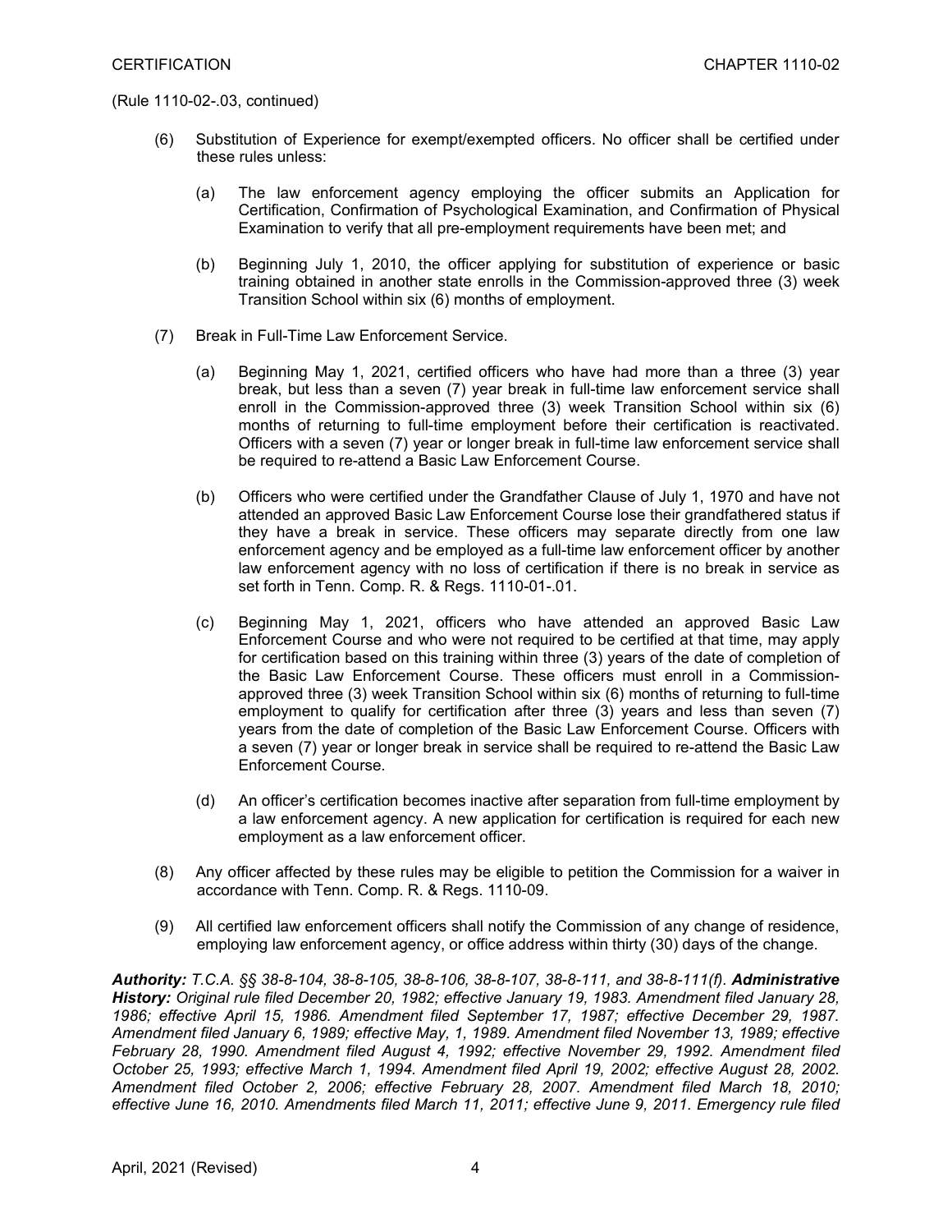(Rule 1110-02-.03, continued)

(6) Substitution of Experience for exempt/exempted officers. No officer shall be certified under these rules unless:

   (a) The law enforcement agency employing the officer submits an Application for Certification, Confirmation of Psychological Examination, and Confirmation of Physical Examination to verify that all pre-employment requirements have been met; and

   (b) Beginning July 1, 2010, the officer applying for substitution of experience or basic training obtained in another state enrolls in the Commission-approved three (3) week Transition School within six (6) months of employment.

(7) Break in Full-Time Law Enforcement Service.

   (a) Beginning May 1, 2021, certified officers who have had more than a three (3) year break, but less than a seven (7) year break in full-time law enforcement service shall enroll in the Commission-approved three (3) week Transition School within six (6) months of returning to full-time employment before their certification is reactivated. Officers with a seven (7) year or longer break in full-time law enforcement service shall be required to re-attend a Basic Law Enforcement Course.

   (b) Officers who were certified under the Grandfather Clause of July 1, 1970 and have not attended an approved Basic Law Enforcement Course lose their grandfathered status if they have a break in service. These officers may separate directly from one law enforcement agency and be employed as a full-time law enforcement officer by another law enforcement agency with no loss of certification if there is no break in service as set forth in Tenn. Comp. R. & Regs. 1110-01-.01.

   (c) Beginning May 1, 2021, officers who have attended an approved Basic Law Enforcement Course and who were not required to be certified at that time, may apply for certification based on this training within three (3) years of the date of completion of the Basic Law Enforcement Course. These officers must enroll in a Commission-approved three (3) week Transition School within six (6) months of returning to full-time employment to qualify for certification after three (3) years and less than seven (7) years from the date of completion of the Basic Law Enforcement Course. Officers with a seven (7) year or longer break in service shall be required to re-attend the Basic Law Enforcement Course.

   (d) An officer's certification becomes inactive after separation from full-time employment by a law enforcement agency. A new application for certification is required for each new employment as a law enforcement officer.

(8) Any officer affected by these rules may be eligible to petition the Commission for a waiver in accordance with Tenn. Comp. R. & Regs. 1110-09.

(9) All certified law enforcement officers shall notify the Commission of any change of residence, employing law enforcement agency, or office address within thirty (30) days of the change.

***Authority:** T.C.A. §§ 38-8-104, 38-8-105, 38-8-106, 38-8-107, 38-8-111, and 38-8-111(f).* ***Administrative History:** Original rule filed December 20, 1982; effective January 19, 1983. Amendment filed January 28, 1986; effective April 15, 1986. Amendment filed September 17, 1987; effective December 29, 1987. Amendment filed January 6, 1989; effective May, 1, 1989. Amendment filed November 13, 1989; effective February 28, 1990. Amendment filed August 4, 1992; effective November 29, 1992. Amendment filed October 25, 1993; effective March 1, 1994. Amendment filed April 19, 2002; effective August 28, 2002. Amendment filed October 2, 2006; effective February 28, 2007. Amendment filed March 18, 2010; effective June 16, 2010. Amendments filed March 11, 2011; effective June 9, 2011. Emergency rule filed*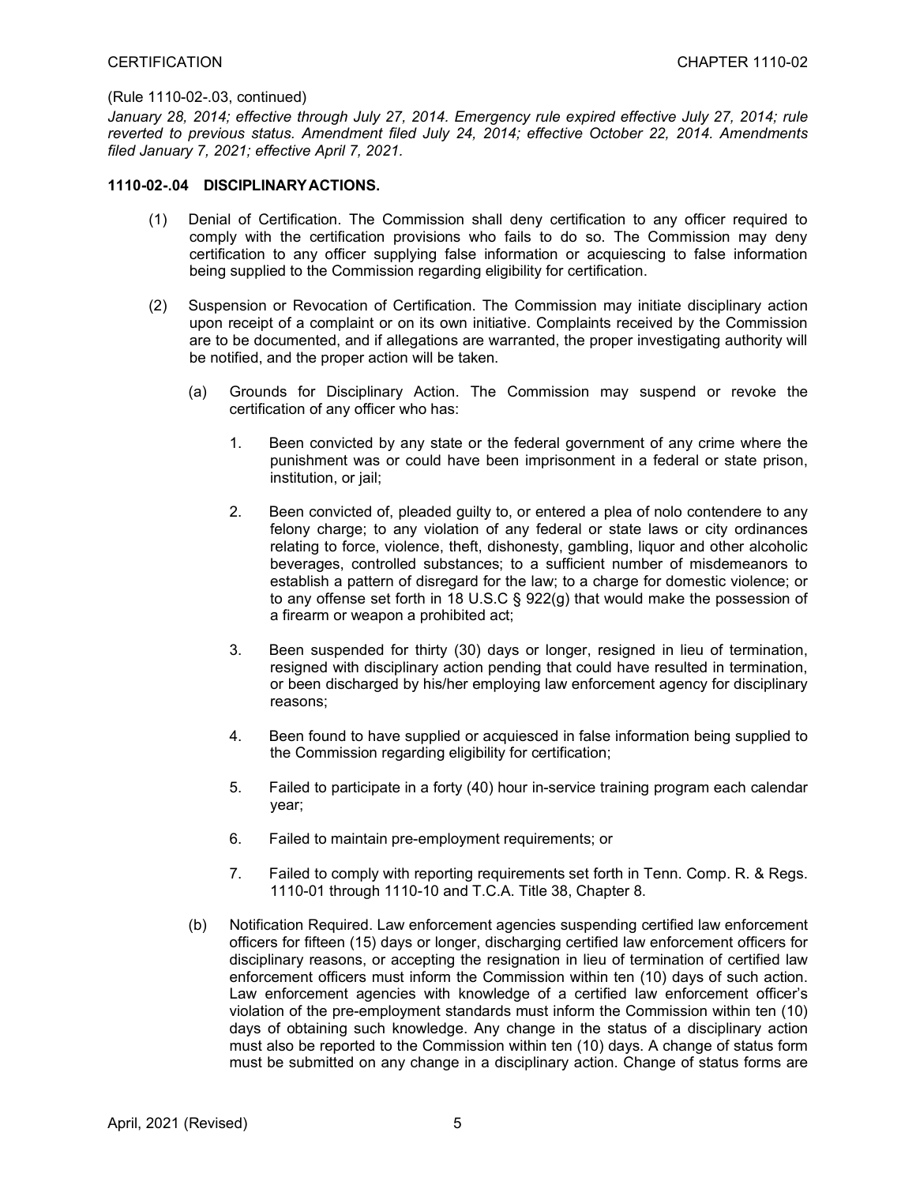(Rule 1110-02-.03, continued)

*January 28, 2014; effective through July 27, 2014. Emergency rule expired effective July 27, 2014; rule reverted to previous status. Amendment filed July 24, 2014; effective October 22, 2014. Amendments filed January 7, 2021; effective April 7, 2021.*

**1110-02-.04 DISCIPLINARY ACTIONS.**

(1) Denial of Certification. The Commission shall deny certification to any officer required to comply with the certification provisions who fails to do so. The Commission may deny certification to any officer supplying false information or acquiescing to false information being supplied to the Commission regarding eligibility for certification.

(2) Suspension or Revocation of Certification. The Commission may initiate disciplinary action upon receipt of a complaint or on its own initiative. Complaints received by the Commission are to be documented, and if allegations are warranted, the proper investigating authority will be notified, and the proper action will be taken.

(a) Grounds for Disciplinary Action. The Commission may suspend or revoke the certification of any officer who has:

1. Been convicted by any state or the federal government of any crime where the punishment was or could have been imprisonment in a federal or state prison, institution, or jail;

2. Been convicted of, pleaded guilty to, or entered a plea of nolo contendere to any felony charge; to any violation of any federal or state laws or city ordinances relating to force, violence, theft, dishonesty, gambling, liquor and other alcoholic beverages, controlled substances; to a sufficient number of misdemeanors to establish a pattern of disregard for the law; to a charge for domestic violence; or to any offense set forth in 18 U.S.C § 922(g) that would make the possession of a firearm or weapon a prohibited act;

3. Been suspended for thirty (30) days or longer, resigned in lieu of termination, resigned with disciplinary action pending that could have resulted in termination, or been discharged by his/her employing law enforcement agency for disciplinary reasons;

4. Been found to have supplied or acquiesced in false information being supplied to the Commission regarding eligibility for certification;

5. Failed to participate in a forty (40) hour in-service training program each calendar year;

6. Failed to maintain pre-employment requirements; or

7. Failed to comply with reporting requirements set forth in Tenn. Comp. R. & Regs. 1110-01 through 1110-10 and T.C.A. Title 38, Chapter 8.

(b) Notification Required. Law enforcement agencies suspending certified law enforcement officers for fifteen (15) days or longer, discharging certified law enforcement officers for disciplinary reasons, or accepting the resignation in lieu of termination of certified law enforcement officers must inform the Commission within ten (10) days of such action. Law enforcement agencies with knowledge of a certified law enforcement officer's violation of the pre-employment standards must inform the Commission within ten (10) days of obtaining such knowledge. Any change in the status of a disciplinary action must also be reported to the Commission within ten (10) days. A change of status form must be submitted on any change in a disciplinary action. Change of status forms are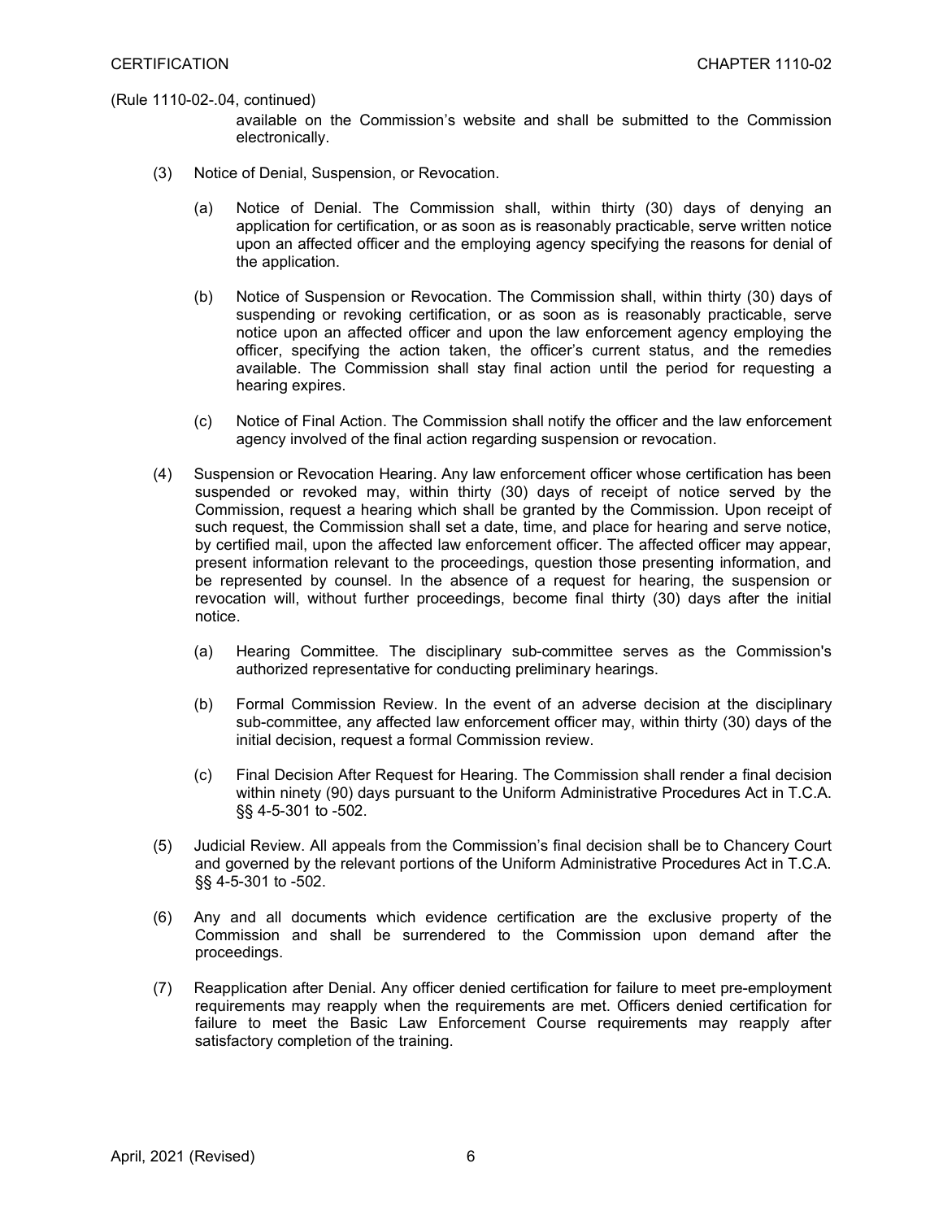(Rule 1110-02-.04, continued)

available on the Commission's website and shall be submitted to the Commission electronically.

(3) Notice of Denial, Suspension, or Revocation.

(a) Notice of Denial. The Commission shall, within thirty (30) days of denying an application for certification, or as soon as is reasonably practicable, serve written notice upon an affected officer and the employing agency specifying the reasons for denial of the application.

(b) Notice of Suspension or Revocation. The Commission shall, within thirty (30) days of suspending or revoking certification, or as soon as is reasonably practicable, serve notice upon an affected officer and upon the law enforcement agency employing the officer, specifying the action taken, the officer's current status, and the remedies available. The Commission shall stay final action until the period for requesting a hearing expires.

(c) Notice of Final Action. The Commission shall notify the officer and the law enforcement agency involved of the final action regarding suspension or revocation.

(4) Suspension or Revocation Hearing. Any law enforcement officer whose certification has been suspended or revoked may, within thirty (30) days of receipt of notice served by the Commission, request a hearing which shall be granted by the Commission. Upon receipt of such request, the Commission shall set a date, time, and place for hearing and serve notice, by certified mail, upon the affected law enforcement officer. The affected officer may appear, present information relevant to the proceedings, question those presenting information, and be represented by counsel. In the absence of a request for hearing, the suspension or revocation will, without further proceedings, become final thirty (30) days after the initial notice.

(a) Hearing Committee. The disciplinary sub-committee serves as the Commission's authorized representative for conducting preliminary hearings.

(b) Formal Commission Review. In the event of an adverse decision at the disciplinary sub-committee, any affected law enforcement officer may, within thirty (30) days of the initial decision, request a formal Commission review.

(c) Final Decision After Request for Hearing. The Commission shall render a final decision within ninety (90) days pursuant to the Uniform Administrative Procedures Act in T.C.A. §§ 4-5-301 to -502.

(5) Judicial Review. All appeals from the Commission's final decision shall be to Chancery Court and governed by the relevant portions of the Uniform Administrative Procedures Act in T.C.A. §§ 4-5-301 to -502.

(6) Any and all documents which evidence certification are the exclusive property of the Commission and shall be surrendered to the Commission upon demand after the proceedings.

(7) Reapplication after Denial. Any officer denied certification for failure to meet pre-employment requirements may reapply when the requirements are met. Officers denied certification for failure to meet the Basic Law Enforcement Course requirements may reapply after satisfactory completion of the training.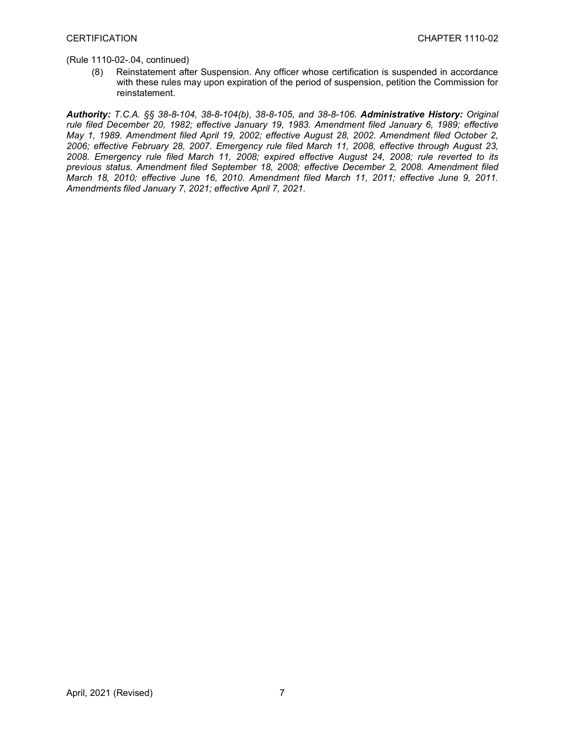(Rule 1110-02-.04, continued)

(8) Reinstatement after Suspension. Any officer whose certification is suspended in accordance with these rules may upon expiration of the period of suspension, petition the Commission for reinstatement.

***Authority:*** *T.C.A. §§ 38-8-104, 38-8-104(b), 38-8-105, and 38-8-106.* ***Administrative History:*** *Original rule filed December 20, 1982; effective January 19, 1983. Amendment filed January 6, 1989; effective May 1, 1989. Amendment filed April 19, 2002; effective August 28, 2002. Amendment filed October 2, 2006; effective February 28, 2007. Emergency rule filed March 11, 2008, effective through August 23, 2008. Emergency rule filed March 11, 2008; expired effective August 24, 2008; rule reverted to its previous status. Amendment filed September 18, 2008; effective December 2, 2008. Amendment filed March 18, 2010; effective June 16, 2010. Amendment filed March 11, 2011; effective June 9, 2011. Amendments filed January 7, 2021; effective April 7, 2021.*